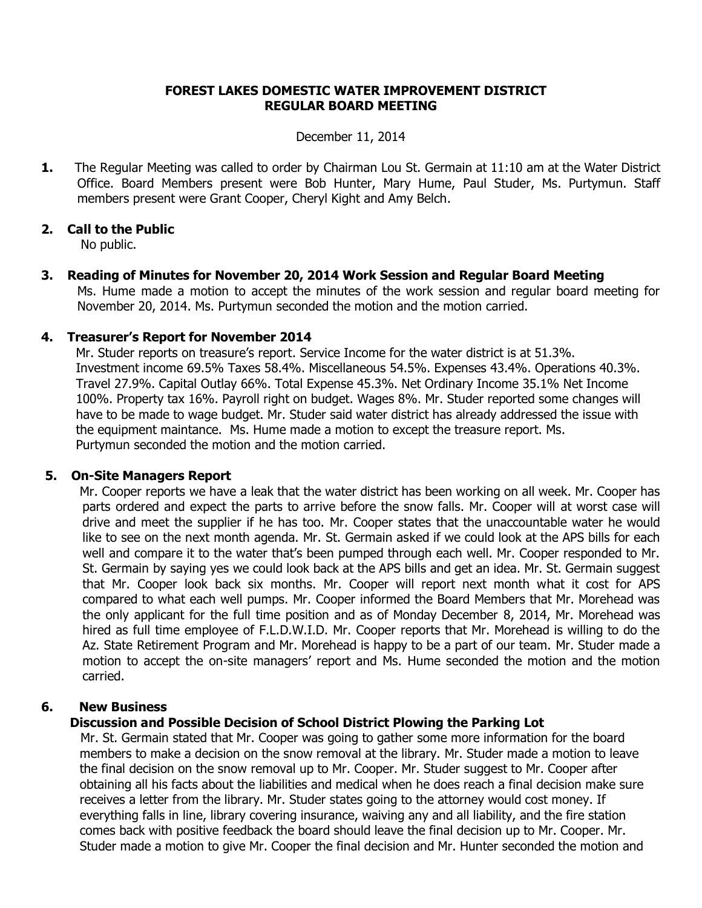# FOREST LAKES DOMESTIC WATER IMPROVEMENT DISTRICT
# REGULAR BOARD MEETING

December 11, 2014

**1.** The Regular Meeting was called to order by Chairman Lou St. Germain at 11:10 am at the Water District Office. Board Members present were Bob Hunter, Mary Hume, Paul Studer, Ms. Purtymun. Staff members present were Grant Cooper, Cheryl Kight and Amy Belch.

## 2. Call to the Public

No public.

## 3. Reading of Minutes for November 20, 2014 Work Session and Regular Board Meeting

Ms. Hume made a motion to accept the minutes of the work session and regular board meeting for November 20, 2014. Ms. Purtymun seconded the motion and the motion carried.

## 4. Treasurer's Report for November 2014

Mr. Studer reports on treasure's report. Service Income for the water district is at 51.3%. Investment income 69.5% Taxes 58.4%. Miscellaneous 54.5%. Expenses 43.4%. Operations 40.3%. Travel 27.9%. Capital Outlay 66%. Total Expense 45.3%. Net Ordinary Income 35.1% Net Income 100%. Property tax 16%. Payroll right on budget. Wages 8%. Mr. Studer reported some changes will have to be made to wage budget. Mr. Studer said water district has already addressed the issue with the equipment maintance. Ms. Hume made a motion to except the treasure report. Ms. Purtymun seconded the motion and the motion carried.

## 5. On-Site Managers Report

Mr. Cooper reports we have a leak that the water district has been working on all week. Mr. Cooper has parts ordered and expect the parts to arrive before the snow falls. Mr. Cooper will at worst case will drive and meet the supplier if he has too. Mr. Cooper states that the unaccountable water he would like to see on the next month agenda. Mr. St. Germain asked if we could look at the APS bills for each well and compare it to the water that's been pumped through each well. Mr. Cooper responded to Mr. St. Germain by saying yes we could look back at the APS bills and get an idea. Mr. St. Germain suggest that Mr. Cooper look back six months. Mr. Cooper will report next month what it cost for APS compared to what each well pumps. Mr. Cooper informed the Board Members that Mr. Morehead was the only applicant for the full time position and as of Monday December 8, 2014, Mr. Morehead was hired as full time employee of F.L.D.W.I.D. Mr. Cooper reports that Mr. Morehead is willing to do the Az. State Retirement Program and Mr. Morehead is happy to be a part of our team. Mr. Studer made a motion to accept the on-site managers' report and Ms. Hume seconded the motion and the motion carried.

## 6. New Business

### Discussion and Possible Decision of School District Plowing the Parking Lot

Mr. St. Germain stated that Mr. Cooper was going to gather some more information for the board members to make a decision on the snow removal at the library. Mr. Studer made a motion to leave the final decision on the snow removal up to Mr. Cooper. Mr. Studer suggest to Mr. Cooper after obtaining all his facts about the liabilities and medical when he does reach a final decision make sure receives a letter from the library. Mr. Studer states going to the attorney would cost money. If everything falls in line, library covering insurance, waiving any and all liability, and the fire station comes back with positive feedback the board should leave the final decision up to Mr. Cooper. Mr. Studer made a motion to give Mr. Cooper the final decision and Mr. Hunter seconded the motion and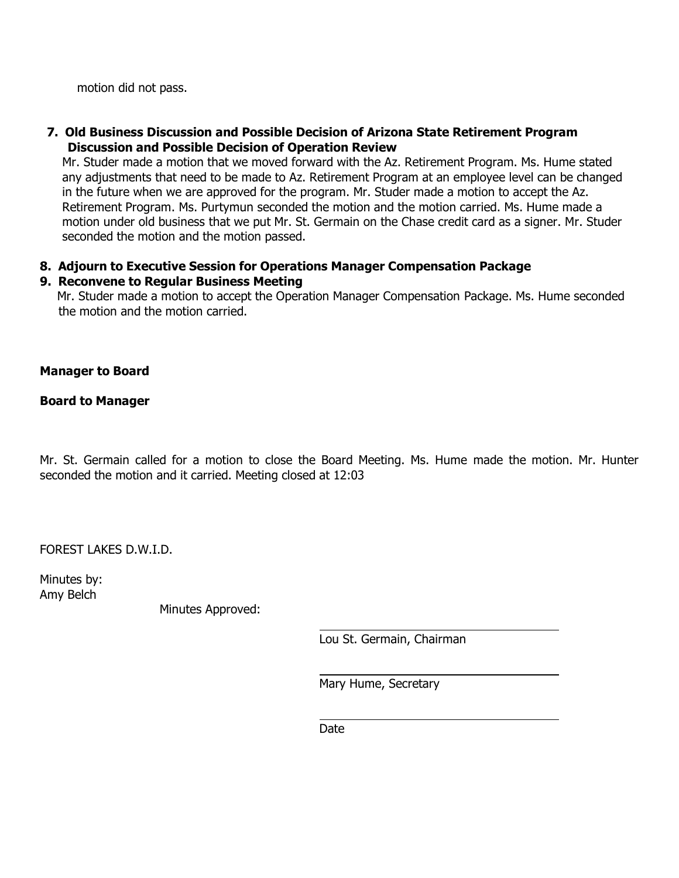motion did not pass.

**7. Old Business Discussion and Possible Decision of Arizona State Retirement Program**
**Discussion and Possible Decision of Operation Review**

Mr. Studer made a motion that we moved forward with the Az. Retirement Program. Ms. Hume stated any adjustments that need to be made to Az. Retirement Program at an employee level can be changed in the future when we are approved for the program. Mr. Studer made a motion to accept the Az. Retirement Program. Ms. Purtymun seconded the motion and the motion carried. Ms. Hume made a motion under old business that we put Mr. St. Germain on the Chase credit card as a signer. Mr. Studer seconded the motion and the motion passed.

**8. Adjourn to Executive Session for Operations Manager Compensation Package**

**9. Reconvene to Regular Business Meeting**

Mr. Studer made a motion to accept the Operation Manager Compensation Package. Ms. Hume seconded the motion and the motion carried.

**Manager to Board**

**Board to Manager**

Mr. St. Germain called for a motion to close the Board Meeting. Ms. Hume made the motion. Mr. Hunter seconded the motion and it carried. Meeting closed at 12:03

FOREST LAKES D.W.I.D.

Minutes by:
Amy Belch

Minutes Approved:

Lou St. Germain, Chairman

Mary Hume, Secretary

Date